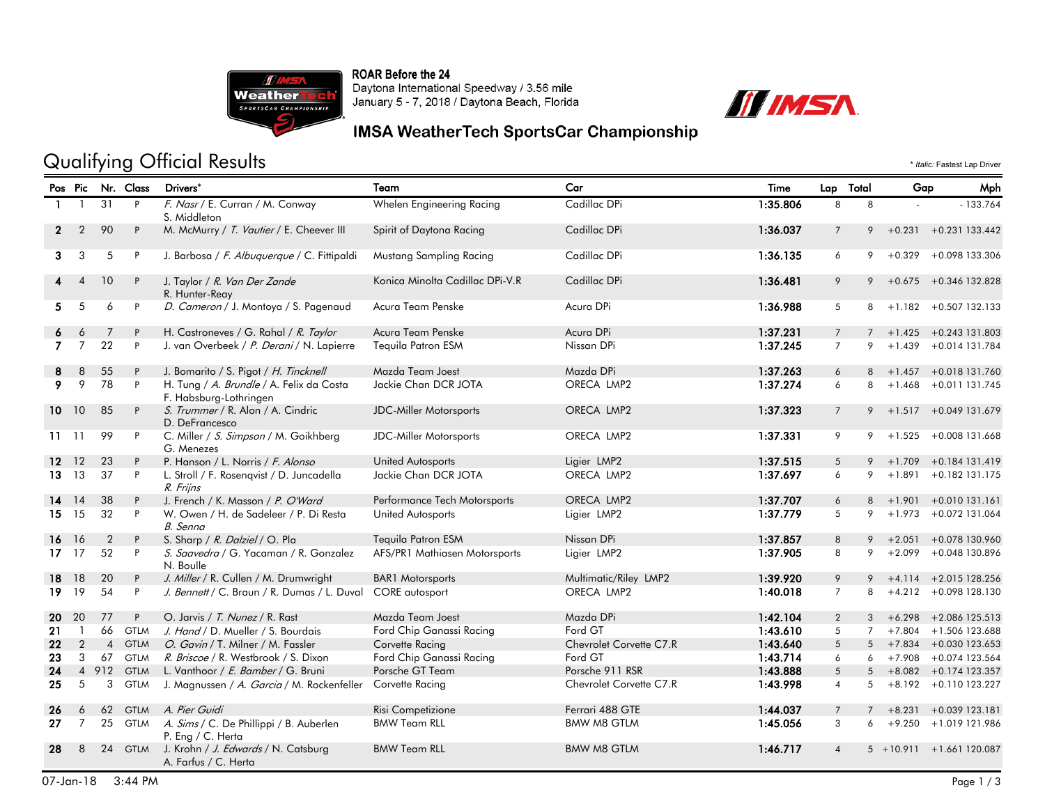ROAR Before the 24
Daytona International Speedway / 3.56 mile
January 5 - 7, 2018 / Daytona Beach, Florida

## IMSA WeatherTech SportsCar Championship

# Qualifying Official Results

\* *Italic:* Fastest Lap Driver

| Pos | Pic | Nr. | Class | Drivers* | Team | Car | Time | Lap | Total | Gap | | Mph |
|---|---|---|---|---|---|---|---|---|---|---|---|---|
| 1 | 1 | 31 | P | *F. Nasr* / E. Curran / M. Conway S. Middleton | Whelen Engineering Racing | Cadillac DPi | 1:35.806 | 8 | 8 | - | - | 133.764 |
| 2 | 2 | 90 | P | M. McMurry / *T. Vautier* / E. Cheever III | Spirit of Daytona Racing | Cadillac DPi | 1:36.037 | 7 | 9 | +0.231 | +0.231 | 133.442 |
| 3 | 3 | 5 | P | J. Barbosa / *F. Albuquerque* / C. Fittipaldi | Mustang Sampling Racing | Cadillac DPi | 1:36.135 | 6 | 9 | +0.329 | +0.098 | 133.306 |
| 4 | 4 | 10 | P | J. Taylor / *R. Van Der Zande* R. Hunter-Reay | Konica Minolta Cadillac DPi-V.R | Cadillac DPi | 1:36.481 | 9 | 9 | +0.675 | +0.346 | 132.828 |
| 5 | 5 | 6 | P | *D. Cameron* / J. Montoya / S. Pagenaud | Acura Team Penske | Acura DPi | 1:36.988 | 5 | 8 | +1.182 | +0.507 | 132.133 |
| 6 | 6 | 7 | P | H. Castroneves / G. Rahal / *R. Taylor* | Acura Team Penske | Acura DPi | 1:37.231 | 7 | 7 | +1.425 | +0.243 | 131.803 |
| 7 | 7 | 22 | P | J. van Overbeek / *P. Derani* / N. Lapierre | Tequila Patron ESM | Nissan DPi | 1:37.245 | 7 | 9 | +1.439 | +0.014 | 131.784 |
| 8 | 8 | 55 | P | J. Bomarito / S. Pigot / *H. Tincknell* | Mazda Team Joest | Mazda DPi | 1:37.263 | 6 | 8 | +1.457 | +0.018 | 131.760 |
| 9 | 9 | 78 | P | H. Tung / *A. Brundle* / A. Felix da Costa F. Habsburg-Lothringen | Jackie Chan DCR JOTA | ORECA LMP2 | 1:37.274 | 6 | 8 | +1.468 | +0.011 | 131.745 |
| 10 | 10 | 85 | P | *S. Trummer* / R. Alon / A. Cindric D. DeFrancesco | JDC-Miller Motorsports | ORECA LMP2 | 1:37.323 | 7 | 9 | +1.517 | +0.049 | 131.679 |
| 11 | 11 | 99 | P | C. Miller / *S. Simpson* / M. Goikhberg G. Menezes | JDC-Miller Motorsports | ORECA LMP2 | 1:37.331 | 9 | 9 | +1.525 | +0.008 | 131.668 |
| 12 | 12 | 23 | P | P. Hanson / L. Norris / *F. Alonso* | United Autosports | Ligier LMP2 | 1:37.515 | 5 | 9 | +1.709 | +0.184 | 131.419 |
| 13 | 13 | 37 | P | L. Stroll / F. Rosenqvist / D. Juncadella *R. Frijns* | Jackie Chan DCR JOTA | ORECA LMP2 | 1:37.697 | 6 | 9 | +1.891 | +0.182 | 131.175 |
| 14 | 14 | 38 | P | J. French / K. Masson / *P. O'Ward* | Performance Tech Motorsports | ORECA LMP2 | 1:37.707 | 6 | 8 | +1.901 | +0.010 | 131.161 |
| 15 | 15 | 32 | P | W. Owen / H. de Sadeleer / P. Di Resta *B. Senna* | United Autosports | Ligier LMP2 | 1:37.779 | 5 | 9 | +1.973 | +0.072 | 131.064 |
| 16 | 16 | 2 | P | S. Sharp / *R. Dalziel* / O. Pla | Tequila Patron ESM | Nissan DPi | 1:37.857 | 8 | 9 | +2.051 | +0.078 | 130.960 |
| 17 | 17 | 52 | P | *S. Saavedra* / G. Yacaman / R. Gonzalez N. Boulle | AFS/PR1 Mathiasen Motorsports | Ligier LMP2 | 1:37.905 | 8 | 9 | +2.099 | +0.048 | 130.896 |
| 18 | 18 | 20 | P | *J. Miller* / R. Cullen / M. Drumwright | BAR1 Motorsports | Multimatic/Riley LMP2 | 1:39.920 | 9 | 9 | +4.114 | +2.015 | 128.256 |
| 19 | 19 | 54 | P | *J. Bennett* / C. Braun / R. Dumas / L. Duval | CORE autosport | ORECA LMP2 | 1:40.018 | 7 | 8 | +4.212 | +0.098 | 128.130 |
| 20 | 20 | 77 | P | O. Jarvis / *T. Nunez* / R. Rast | Mazda Team Joest | Mazda DPi | 1:42.104 | 2 | 3 | +6.298 | +2.086 | 125.513 |
| 21 | 1 | 66 | GTLM | *J. Hand* / D. Mueller / S. Bourdais | Ford Chip Ganassi Racing | Ford GT | 1:43.610 | 5 | 7 | +7.804 | +1.506 | 123.688 |
| 22 | 2 | 4 | GTLM | *O. Gavin* / T. Milner / M. Fassler | Corvette Racing | Chevrolet Corvette C7.R | 1:43.640 | 5 | 5 | +7.834 | +0.030 | 123.653 |
| 23 | 3 | 67 | GTLM | *R. Briscoe* / R. Westbrook / S. Dixon | Ford Chip Ganassi Racing | Ford GT | 1:43.714 | 6 | 6 | +7.908 | +0.074 | 123.564 |
| 24 | 4 | 912 | GTLM | L. Vanthoor / *E. Bamber* / G. Bruni | Porsche GT Team | Porsche 911 RSR | 1:43.888 | 5 | 5 | +8.082 | +0.174 | 123.357 |
| 25 | 5 | 3 | GTLM | J. Magnussen / *A. Garcia* / M. Rockenfeller | Corvette Racing | Chevrolet Corvette C7.R | 1:43.998 | 4 | 5 | +8.192 | +0.110 | 123.227 |
| 26 | 6 | 62 | GTLM | *A. Pier Guidi* | Risi Competizione | Ferrari 488 GTE | 1:44.037 | 7 | 7 | +8.231 | +0.039 | 123.181 |
| 27 | 7 | 25 | GTLM | *A. Sims* / C. De Phillippi / B. Auberlen P. Eng / C. Herta | BMW Team RLL | BMW M8 GTLM | 1:45.056 | 3 | 6 | +9.250 | +1.019 | 121.986 |
| 28 | 8 | 24 | GTLM | J. Krohn / *J. Edwards* / N. Catsburg A. Farfus / C. Herta | BMW Team RLL | BMW M8 GTLM | 1:46.717 | 4 | 5 | +10.911 | +1.661 | 120.087 |

07-Jan-18 3:44 PM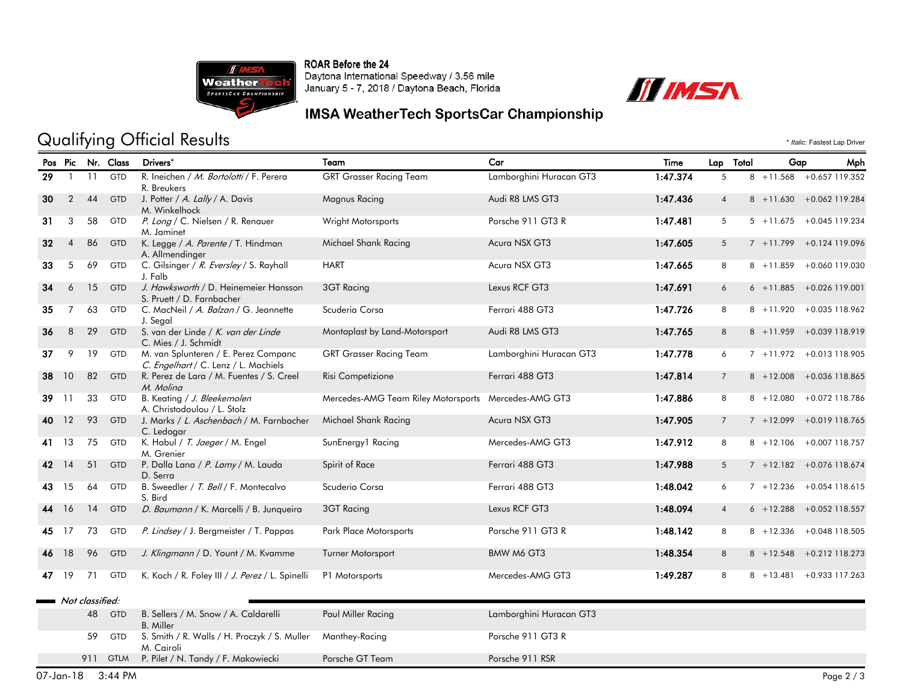ROAR Before the 24
Daytona International Speedway / 3.56 mile
January 5 - 7, 2018 / Daytona Beach, Florida

## IMSA WeatherTech SportsCar Championship

# Qualifying Official Results

\* *Italic:* Fastest Lap Driver

| Pos | Pic | Nr. | Class | Drivers* | Team | Car | Time | Lap | Total | Gap | | Mph |
|---|---|---|---|---|---|---|---|---|---|---|---|---|
| 29 | 1 | 11 | GTD | R. Ineichen / *M. Bortolotti* / F. Perera R. Breukers | GRT Grasser Racing Team | Lamborghini Huracan GT3 | 1:47.374 | 5 | 8 | +11.568 | +0.657 | 119.352 |
| 30 | 2 | 44 | GTD | J. Potter / *A. Lally* / A. Davis M. Winkelhock | Magnus Racing | Audi R8 LMS GT3 | 1:47.436 | 4 | 8 | +11.630 | +0.062 | 119.284 |
| 31 | 3 | 58 | GTD | *P. Long* / C. Nielsen / R. Renauer M. Jaminet | Wright Motorsports | Porsche 911 GT3 R | 1:47.481 | 5 | 5 | +11.675 | +0.045 | 119.234 |
| 32 | 4 | 86 | GTD | K. Legge / *A. Parente* / T. Hindman A. Allmendinger | Michael Shank Racing | Acura NSX GT3 | 1:47.605 | 5 | 7 | +11.799 | +0.124 | 119.096 |
| 33 | 5 | 69 | GTD | C. Gilsinger / *R. Eversley* / S. Rayhall J. Falb | HART | Acura NSX GT3 | 1:47.665 | 8 | 8 | +11.859 | +0.060 | 119.030 |
| 34 | 6 | 15 | GTD | *J. Hawksworth* / D. Heinemeier Hansson S. Pruett / D. Farnbacher | 3GT Racing | Lexus RCF GT3 | 1:47.691 | 6 | 6 | +11.885 | +0.026 | 119.001 |
| 35 | 7 | 63 | GTD | C. MacNeil / *A. Balzan* / G. Jeannette J. Segal | Scuderia Corsa | Ferrari 488 GT3 | 1:47.726 | 8 | 8 | +11.920 | +0.035 | 118.962 |
| 36 | 8 | 29 | GTD | S. van der Linde / *K. van der Linde* C. Mies / J. Schmidt | Montaplast by Land-Motorsport | Audi R8 LMS GT3 | 1:47.765 | 8 | 8 | +11.959 | +0.039 | 118.919 |
| 37 | 9 | 19 | GTD | M. van Splunteren / E. Perez Companc *C. Engelhart* / C. Lenz / L. Machiels | GRT Grasser Racing Team | Lamborghini Huracan GT3 | 1:47.778 | 6 | 7 | +11.972 | +0.013 | 118.905 |
| 38 | 10 | 82 | GTD | R. Perez de Lara / M. Fuentes / S. Creel *M. Molina* | Risi Competizione | Ferrari 488 GT3 | 1:47.814 | 7 | 8 | +12.008 | +0.036 | 118.865 |
| 39 | 11 | 33 | GTD | B. Keating / *J. Bleekemolen* A. Christodoulou / L. Stolz | Mercedes-AMG Team Riley Motorsports | Mercedes-AMG GT3 | 1:47.886 | 8 | 8 | +12.080 | +0.072 | 118.786 |
| 40 | 12 | 93 | GTD | J. Marks / *L. Aschenbach* / M. Farnbacher C. Ledogar | Michael Shank Racing | Acura NSX GT3 | 1:47.905 | 7 | 7 | +12.099 | +0.019 | 118.765 |
| 41 | 13 | 75 | GTD | K. Habul / *T. Jaeger* / M. Engel M. Grenier | SunEnergy1 Racing | Mercedes-AMG GT3 | 1:47.912 | 8 | 8 | +12.106 | +0.007 | 118.757 |
| 42 | 14 | 51 | GTD | P. Dalla Lana / *P. Lamy* / M. Lauda D. Serra | Spirit of Race | Ferrari 488 GT3 | 1:47.988 | 5 | 7 | +12.182 | +0.076 | 118.674 |
| 43 | 15 | 64 | GTD | B. Sweedler / *T. Bell* / F. Montecalvo S. Bird | Scuderia Corsa | Ferrari 488 GT3 | 1:48.042 | 6 | 7 | +12.236 | +0.054 | 118.615 |
| 44 | 16 | 14 | GTD | *D. Baumann* / K. Marcelli / B. Junqueira | 3GT Racing | Lexus RCF GT3 | 1:48.094 | 4 | 6 | +12.288 | +0.052 | 118.557 |
| 45 | 17 | 73 | GTD | *P. Lindsey* / J. Bergmeister / T. Pappas | Park Place Motorsports | Porsche 911 GT3 R | 1:48.142 | 8 | 8 | +12.336 | +0.048 | 118.505 |
| 46 | 18 | 96 | GTD | *J. Klingmann* / D. Yount / M. Kvamme | Turner Motorsport | BMW M6 GT3 | 1:48.354 | 8 | 8 | +12.548 | +0.212 | 118.273 |
| 47 | 19 | 71 | GTD | K. Koch / R. Foley III / *J. Perez* / L. Spinelli | P1 Motorsports | Mercedes-AMG GT3 | 1:49.287 | 8 | 8 | +13.481 | +0.933 | 117.263 |

*Not classified:*

| Nr. | Class | Drivers* | Team | Car |
|---|---|---|---|---|
| 48 | GTD | B. Sellers / M. Snow / A. Caldarelli B. Miller | Paul Miller Racing | Lamborghini Huracan GT3 |
| 59 | GTD | S. Smith / R. Walls / H. Proczyk / S. Muller M. Cairoli | Manthey-Racing | Porsche 911 GT3 R |
| 911 | GTLM | P. Pilet / N. Tandy / F. Makowiecki | Porsche GT Team | Porsche 911 RSR |

07-Jan-18 3:44 PM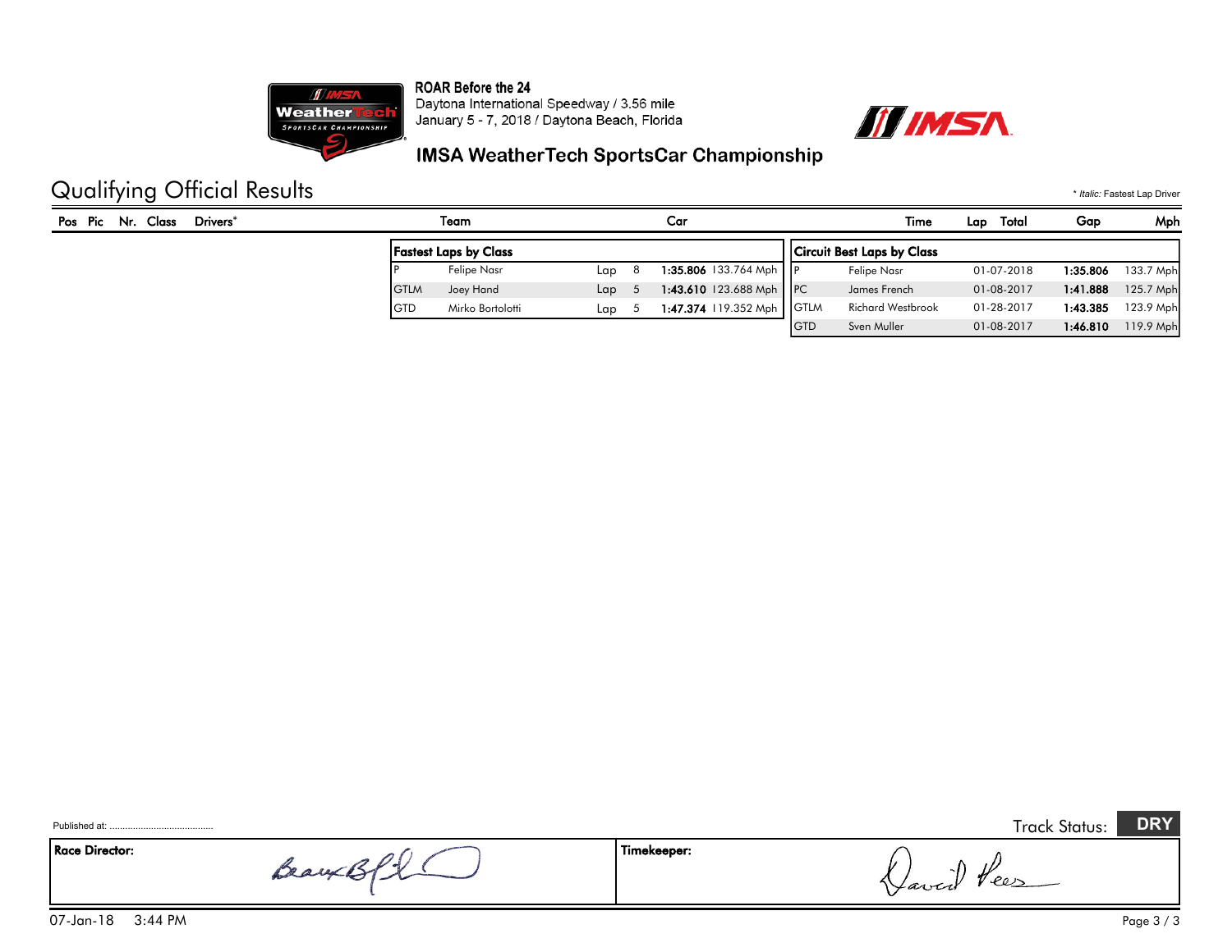ROAR Before the 24
Daytona International Speedway / 3.56 mile
January 5 - 7, 2018 / Daytona Beach, Florida

IMSA WeatherTech SportsCar Championship

# Qualifying Official Results

\* *Italic:* Fastest Lap Driver

| Pos | Pic | Nr. | Class | Drivers* | Team | Car | Time | Lap | Total | Gap | Mph |
|---|---|---|---|---|---|---|---|---|---|---|---|

**Fastest Laps by Class**

| | | | | | |
|---|---|---|---|---|---|
| P | Felipe Nasr | Lap | 8 | **1:35.806** | 133.764 Mph |
| GTLM | Joey Hand | Lap | 5 | **1:43.610** | 123.688 Mph |
| GTD | Mirko Bortolotti | Lap | 5 | **1:47.374** | 119.352 Mph |

**Circuit Best Laps by Class**

| | | | | |
|---|---|---|---|---|
| P | Felipe Nasr | 01-07-2018 | **1:35.806** | 133.7 Mph |
| PC | James French | 01-08-2017 | **1:41.888** | 125.7 Mph |
| GTLM | Richard Westbrook | 01-28-2017 | **1:43.385** | 123.9 Mph |
| GTD | Sven Muller | 01-08-2017 | **1:46.810** | 119.9 Mph |

Published at: ........................................

Track Status: **DRY**

| Race Director: | Timekeeper: |
|---|---|
| | |

07-Jan-18 3:44 PM